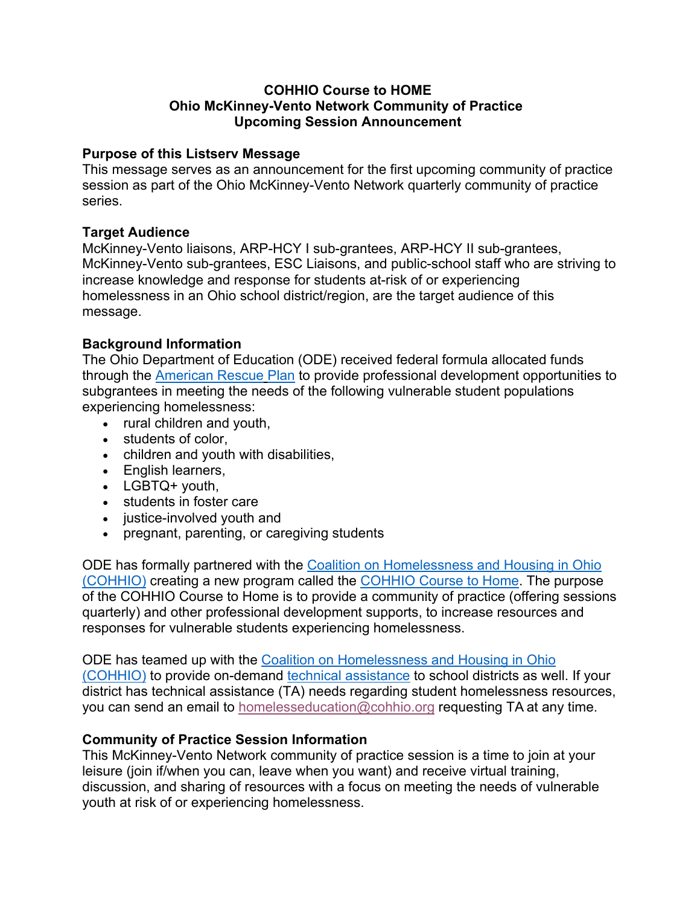**COHHIO Course to HOME**
**Ohio McKinney-Vento Network Community of Practice**
**Upcoming Session Announcement**

## Purpose of this Listserv Message

This message serves as an announcement for the first upcoming community of practice session as part of the Ohio McKinney-Vento Network quarterly community of practice series.

## Target Audience

McKinney-Vento liaisons, ARP-HCY I sub-grantees, ARP-HCY II sub-grantees, McKinney-Vento sub-grantees, ESC Liaisons, and public-school staff who are striving to increase knowledge and response for students at-risk of or experiencing homelessness in an Ohio school district/region, are the target audience of this message.

## Background Information

The Ohio Department of Education (ODE) received federal formula allocated funds through the American Rescue Plan to provide professional development opportunities to subgrantees in meeting the needs of the following vulnerable student populations experiencing homelessness:

- rural children and youth,
- students of color,
- children and youth with disabilities,
- English learners,
- LGBTQ+ youth,
- students in foster care
- justice-involved youth and
- pregnant, parenting, or caregiving students

ODE has formally partnered with the Coalition on Homelessness and Housing in Ohio (COHHIO) creating a new program called the COHHIO Course to Home. The purpose of the COHHIO Course to Home is to provide a community of practice (offering sessions quarterly) and other professional development supports, to increase resources and responses for vulnerable students experiencing homelessness.

ODE has teamed up with the Coalition on Homelessness and Housing in Ohio (COHHIO) to provide on-demand technical assistance to school districts as well. If your district has technical assistance (TA) needs regarding student homelessness resources, you can send an email to homelesseducation@cohhio.org requesting TA at any time.

## Community of Practice Session Information

This McKinney-Vento Network community of practice session is a time to join at your leisure (join if/when you can, leave when you want) and receive virtual training, discussion, and sharing of resources with a focus on meeting the needs of vulnerable youth at risk of or experiencing homelessness.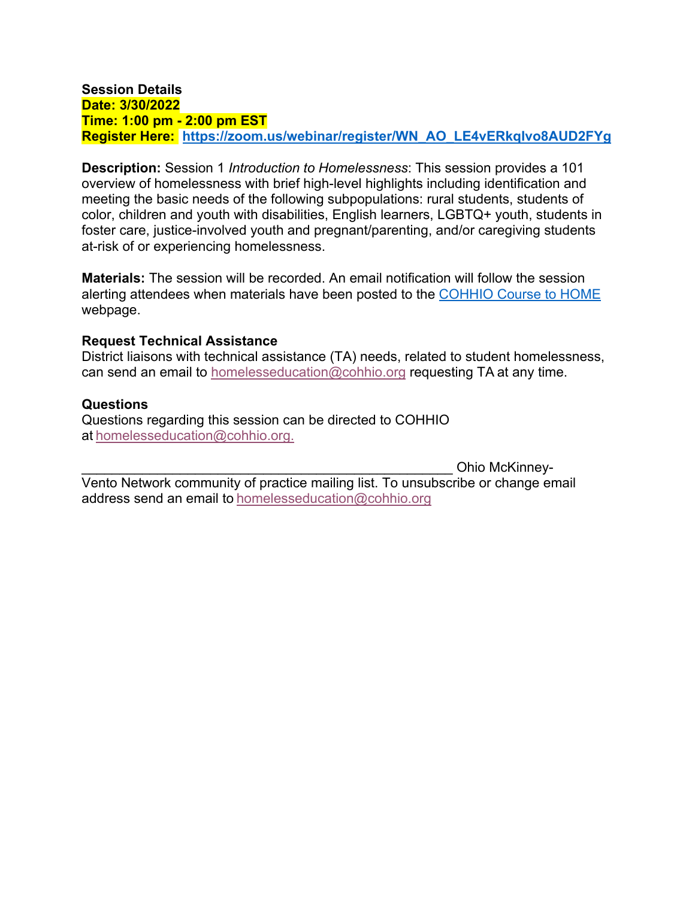**Session Details**
**Date: 3/30/2022**
**Time: 1:00 pm - 2:00 pm EST**
**Register Here:** **https://zoom.us/webinar/register/WN_AO_LE4vERkqIvo8AUD2FYg**

**Description:** Session 1 *Introduction to Homelessness*: This session provides a 101 overview of homelessness with brief high-level highlights including identification and meeting the basic needs of the following subpopulations: rural students, students of color, children and youth with disabilities, English learners, LGBTQ+ youth, students in foster care, justice-involved youth and pregnant/parenting, and/or caregiving students at-risk of or experiencing homelessness.

**Materials:** The session will be recorded. An email notification will follow the session alerting attendees when materials have been posted to the COHHIO Course to HOME webpage.

**Request Technical Assistance**
District liaisons with technical assistance (TA) needs, related to student homelessness, can send an email to homelesseducation@cohhio.org requesting TA at any time.

**Questions**
Questions regarding this session can be directed to COHHIO at homelesseducation@cohhio.org.

_________________________________________________ Ohio McKinney-Vento Network community of practice mailing list. To unsubscribe or change email address send an email to homelesseducation@cohhio.org